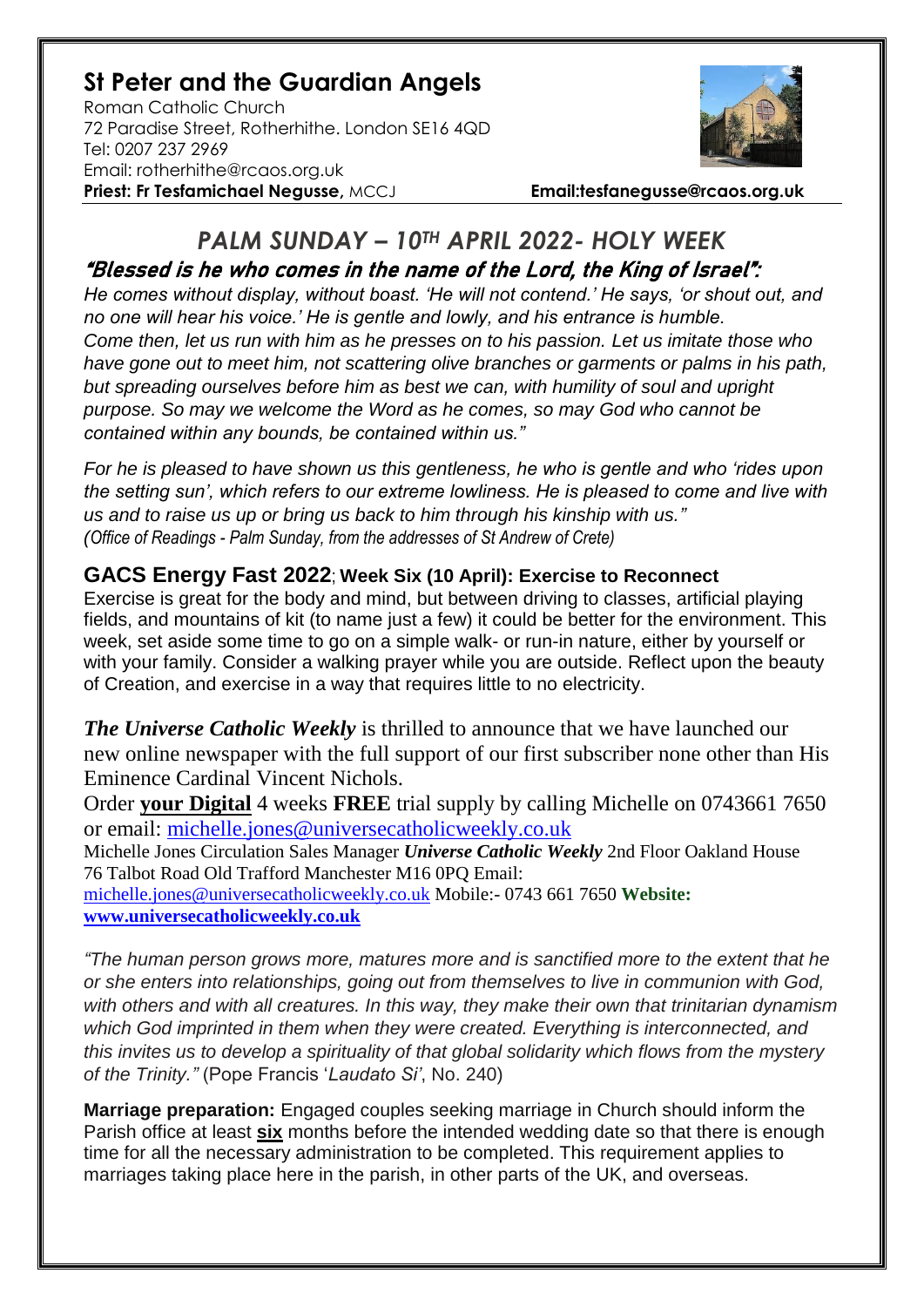# St Peter and the Guardian Angels

Roman Catholic Church
72 Paradise Street, Rotherhithe. London SE16 4QD
Tel: 0207 237 2969
Email: rotherhithe@rcaos.org.uk
**Priest: Fr Tesfamichael Negusse,** MCCJ **Email:tesfanegusse@rcaos.org.uk**

## *PALM SUNDAY – 10TH APRIL 2022- HOLY WEEK*

***"Blessed is he who comes in the name of the Lord, the King of Israel":***

*He comes without display, without boast. 'He will not contend.' He says, 'or shout out, and no one will hear his voice.' He is gentle and lowly, and his entrance is humble. Come then, let us run with him as he presses on to his passion. Let us imitate those who have gone out to meet him, not scattering olive branches or garments or palms in his path, but spreading ourselves before him as best we can, with humility of soul and upright purpose. So may we welcome the Word as he comes, so may God who cannot be contained within any bounds, be contained within us."*

*For he is pleased to have shown us this gentleness, he who is gentle and who 'rides upon the setting sun', which refers to our extreme lowliness. He is pleased to come and live with us and to raise us up or bring us back to him through his kinship with us."*
*(Office of Readings - Palm Sunday, from the addresses of St Andrew of Crete)*

**GACS Energy Fast 2022**; **Week Six (10 April): Exercise to Reconnect**
Exercise is great for the body and mind, but between driving to classes, artificial playing fields, and mountains of kit (to name just a few) it could be better for the environment. This week, set aside some time to go on a simple walk- or run-in nature, either by yourself or with your family. Consider a walking prayer while you are outside. Reflect upon the beauty of Creation, and exercise in a way that requires little to no electricity.

***The Universe Catholic Weekly*** is thrilled to announce that we have launched our new online newspaper with the full support of our first subscriber none other than His Eminence Cardinal Vincent Nichols.
Order **your Digital** 4 weeks **FREE** trial supply by calling Michelle on 0743661 7650 or email: michelle.jones@universecatholicweekly.co.uk
Michelle Jones Circulation Sales Manager ***Universe Catholic Weekly*** 2nd Floor Oakland House 76 Talbot Road Old Trafford Manchester M16 0PQ Email: michelle.jones@universecatholicweekly.co.uk Mobile:- 0743 661 7650 **Website: www.universecatholicweekly.co.uk**

*"The human person grows more, matures more and is sanctified more to the extent that he or she enters into relationships, going out from themselves to live in communion with God, with others and with all creatures. In this way, they make their own that trinitarian dynamism which God imprinted in them when they were created. Everything is interconnected, and this invites us to develop a spirituality of that global solidarity which flows from the mystery of the Trinity."* (Pope Francis '*Laudato Si'*, No. 240)

**Marriage preparation:** Engaged couples seeking marriage in Church should inform the Parish office at least **six** months before the intended wedding date so that there is enough time for all the necessary administration to be completed. This requirement applies to marriages taking place here in the parish, in other parts of the UK, and overseas.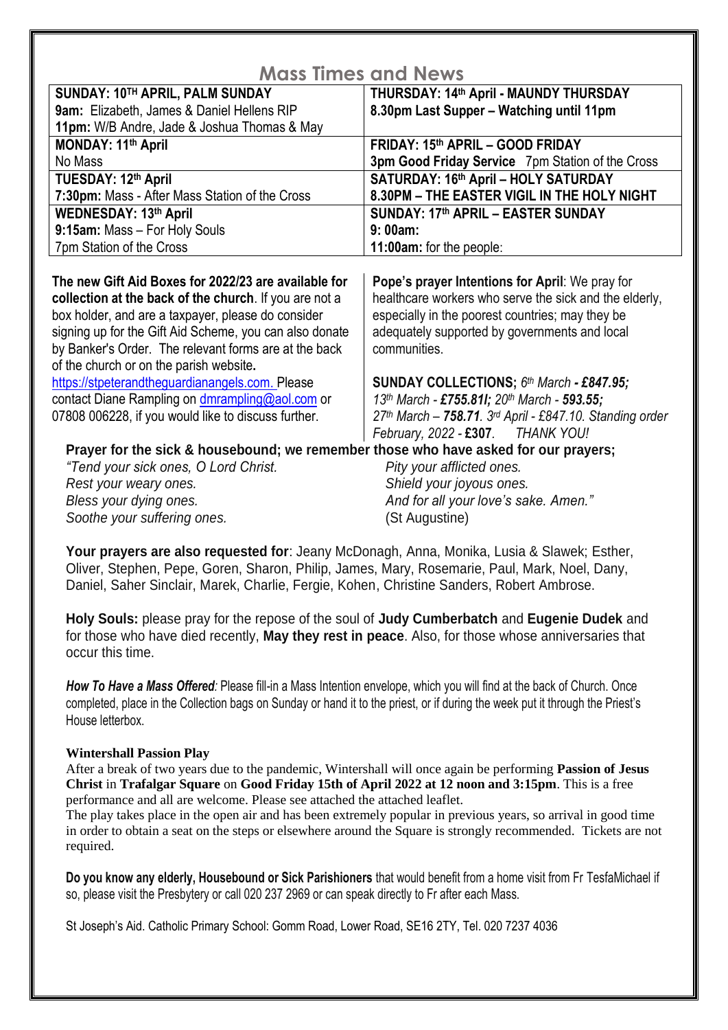# Mass Times and News

| | |
|---|---|
| **SUNDAY: 10TH APRIL, PALM SUNDAY** | **THURSDAY: 14th April - MAUNDY THURSDAY** |
| **9am:** Elizabeth, James & Daniel Hellens RIP | **8.30pm Last Supper – Watching until 11pm** |
| **11pm:** W/B Andre, Jade & Joshua Thomas & May | |
| **MONDAY: 11th April** | **FRIDAY: 15th APRIL – GOOD FRIDAY** |
| No Mass | **3pm Good Friday Service** 7pm Station of the Cross |
| **TUESDAY: 12th April** | **SATURDAY: 16th April – HOLY SATURDAY** |
| **7:30pm:** Mass - After Mass Station of the Cross | **8.30PM – THE EASTER VIGIL IN THE HOLY NIGHT** |
| **WEDNESDAY: 13th April** | **SUNDAY: 17th APRIL – EASTER SUNDAY** |
| **9:15am:** Mass – For Holy Souls | **9: 00am:** |
| 7pm Station of the Cross | **11:00am:** for the people: |

**The new Gift Aid Boxes for 2022/23 are available for collection at the back of the church**. If you are not a box holder, and are a taxpayer, please do consider signing up for the Gift Aid Scheme, you can also donate by Banker's Order. The relevant forms are at the back of the church or on the parish website**.** https://stpeterandtheguardianangels.com. Please contact Diane Rampling on dmrampling@aol.com or 07808 006228, if you would like to discuss further.

**Pope's prayer Intentions for April**: We pray for healthcare workers who serve the sick and the elderly, especially in the poorest countries; may they be adequately supported by governments and local communities.

**SUNDAY COLLECTIONS;** *6th March* ***- £847.95;*** *13th March -* ***£755.81l;*** *20th March -* ***593.55;*** *27th March –* ***758.71****. 3rd April - £847.10. Standing order February, 2022 -* **£307**. *THANK YOU!*

**Prayer for the sick & housebound; we remember those who have asked for our prayers;**

*"Tend your sick ones, O Lord Christ.*
*Rest your weary ones.*
*Bless your dying ones.*
*Soothe your suffering ones.*
*Pity your afflicted ones.*
*Shield your joyous ones.*
*And for all your love's sake. Amen."*
(St Augustine)

**Your prayers are also requested for**: Jeany McDonagh, Anna, Monika, Lusia & Slawek; Esther, Oliver, Stephen, Pepe, Goren, Sharon, Philip, James, Mary, Rosemarie, Paul, Mark, Noel, Dany, Daniel, Saher Sinclair, Marek, Charlie, Fergie, Kohen, Christine Sanders, Robert Ambrose.

**Holy Souls:** please pray for the repose of the soul of **Judy Cumberbatch** and **Eugenie Dudek** and for those who have died recently, **May they rest in peace**. Also, for those whose anniversaries that occur this time.

***How To Have a Mass Offered:*** Please fill-in a Mass Intention envelope, which you will find at the back of Church. Once completed, place in the Collection bags on Sunday or hand it to the priest, or if during the week put it through the Priest's House letterbox.

**Wintershall Passion Play**

After a break of two years due to the pandemic, Wintershall will once again be performing **Passion of Jesus Christ** in **Trafalgar Square** on **Good Friday 15th of April 2022 at 12 noon and 3:15pm**. This is a free performance and all are welcome. Please see attached the attached leaflet.

The play takes place in the open air and has been extremely popular in previous years, so arrival in good time in order to obtain a seat on the steps or elsewhere around the Square is strongly recommended. Tickets are not required.

**Do you know any elderly, Housebound or Sick Parishioners** that would benefit from a home visit from Fr TesfaMichael if so, please visit the Presbytery or call 020 237 2969 or can speak directly to Fr after each Mass.

St Joseph's Aid. Catholic Primary School: Gomm Road, Lower Road, SE16 2TY, Tel. 020 7237 4036